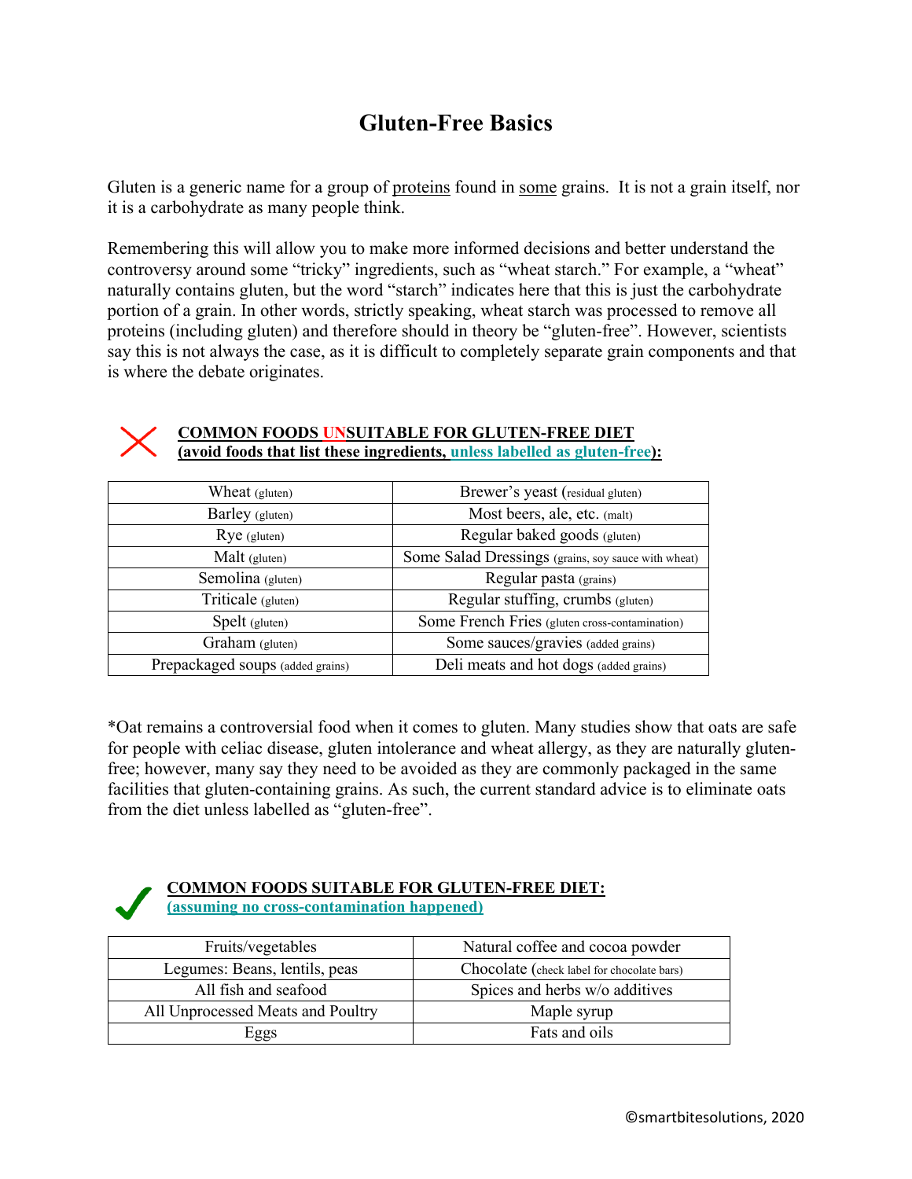# Gluten-Free Basics

Gluten is a generic name for a group of proteins found in some grains. It is not a grain itself, nor it is a carbohydrate as many people think.

Remembering this will allow you to make more informed decisions and better understand the controversy around some "tricky" ingredients, such as "wheat starch." For example, a "wheat" naturally contains gluten, but the word "starch" indicates here that this is just the carbohydrate portion of a grain. In other words, strictly speaking, wheat starch was processed to remove all proteins (including gluten) and therefore should in theory be "gluten-free". However, scientists say this is not always the case, as it is difficult to completely separate grain components and that is where the debate originates.

**COMMON FOODS UNSUITABLE FOR GLUTEN-FREE DIET**
**(avoid foods that list these ingredients, unless labelled as gluten-free):**

| | |
|---|---|
| Wheat (gluten) | Brewer's yeast (residual gluten) |
| Barley (gluten) | Most beers, ale, etc. (malt) |
| Rye (gluten) | Regular baked goods (gluten) |
| Malt (gluten) | Some Salad Dressings (grains, soy sauce with wheat) |
| Semolina (gluten) | Regular pasta (grains) |
| Triticale (gluten) | Regular stuffing, crumbs (gluten) |
| Spelt (gluten) | Some French Fries (gluten cross-contamination) |
| Graham (gluten) | Some sauces/gravies (added grains) |
| Prepackaged soups (added grains) | Deli meats and hot dogs (added grains) |

*Oat remains a controversial food when it comes to gluten. Many studies show that oats are safe for people with celiac disease, gluten intolerance and wheat allergy, as they are naturally gluten-free; however, many say they need to be avoided as they are commonly packaged in the same facilities that gluten-containing grains. As such, the current standard advice is to eliminate oats from the diet unless labelled as "gluten-free".

**COMMON FOODS SUITABLE FOR GLUTEN-FREE DIET:**
**(assuming no cross-contamination happened)**

| | |
|---|---|
| Fruits/vegetables | Natural coffee and cocoa powder |
| Legumes: Beans, lentils, peas | Chocolate (check label for chocolate bars) |
| All fish and seafood | Spices and herbs w/o additives |
| All Unprocessed Meats and Poultry | Maple syrup |
| Eggs | Fats and oils |

©smartbitesolutions, 2020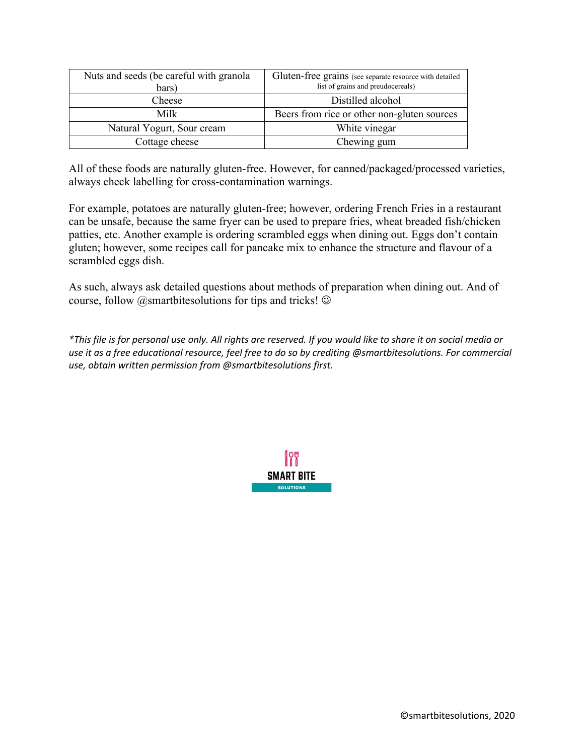| | |
|---|---|
| Nuts and seeds (be careful with granola bars) | Gluten-free grains (see separate resource with detailed list of grains and preudocereals) |
| Cheese | Distilled alcohol |
| Milk | Beers from rice or other non-gluten sources |
| Natural Yogurt, Sour cream | White vinegar |
| Cottage cheese | Chewing gum |

All of these foods are naturally gluten-free. However, for canned/packaged/processed varieties, always check labelling for cross-contamination warnings.

For example, potatoes are naturally gluten-free; however, ordering French Fries in a restaurant can be unsafe, because the same fryer can be used to prepare fries, wheat breaded fish/chicken patties, etc. Another example is ordering scrambled eggs when dining out. Eggs don't contain gluten; however, some recipes call for pancake mix to enhance the structure and flavour of a scrambled eggs dish.

As such, always ask detailed questions about methods of preparation when dining out. And of course, follow @smartbitesolutions for tips and tricks! ☺

*\*This file is for personal use only. All rights are reserved. If you would like to share it on social media or use it as a free educational resource, feel free to do so by crediting @smartbitesolutions. For commercial use, obtain written permission from @smartbitesolutions first.*

SMART BITE
SOLUTIONS

©smartbitesolutions, 2020